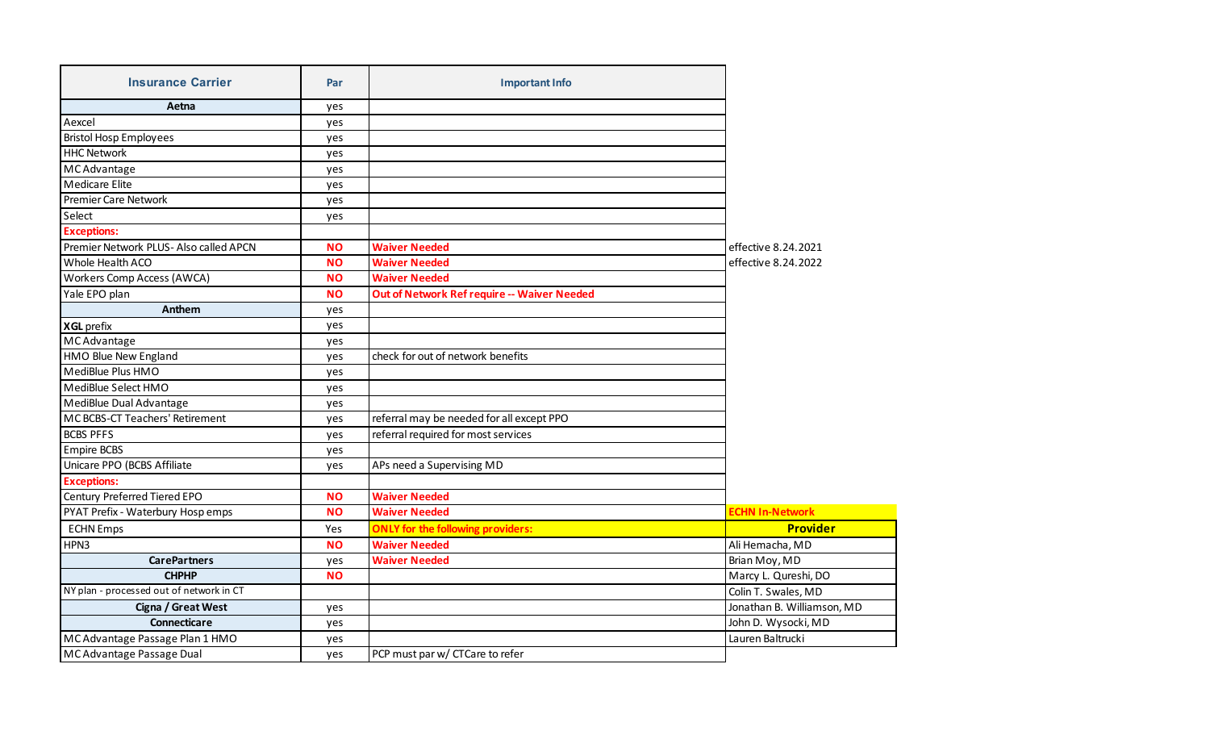| Insurance Carrier | Par | Important Info | | |
|---|---|---|---|---|
| **Aetna** | yes | | | |
| Aexcel | yes | | | |
| Bristol Hosp Employees | yes | | | |
| HHC Network | yes | | | |
| MC Advantage | yes | | | |
| Medicare Elite | yes | | | |
| Premier Care Network | yes | | | |
| Select | yes | | | |
| **Exceptions:** | | | | |
| Premier Network PLUS- Also called APCN | **NO** | **Waiver Needed** | effective 8.24.2021 | |
| Whole Health ACO | **NO** | **Waiver Needed** | effective 8.24.2022 | |
| Workers Comp Access (AWCA) | **NO** | **Waiver Needed** | | |
| Yale EPO plan | **NO** | **Out of Network Ref require -- Waiver Needed** | | |
| **Anthem** | yes | | | |
| **XGL** prefix | yes | | | |
| MC Advantage | yes | | | |
| HMO Blue New England | yes | check for out of network benefits | | |
| MediBlue Plus HMO | yes | | | |
| MediBlue Select HMO | yes | | | |
| MediBlue Dual Advantage | yes | | | |
| MC BCBS-CT Teachers' Retirement | yes | referral may be needed for all except PPO | | |
| BCBS PFFS | yes | referral required for most services | | |
| Empire BCBS | yes | | | |
| Unicare PPO (BCBS Affiliate | yes | APs need a Supervising MD | | |
| **Exceptions:** | | | | |
| Century Preferred Tiered EPO | **NO** | **Waiver Needed** | | |
| PYAT Prefix - Waterbury Hosp emps | **NO** | **Waiver Needed** | **ECHN In-Network** | |
| ECHN Emps | Yes | **ONLY for the following providers:** | **Provider** | |
| HPN3 | **NO** | **Waiver Needed** | Ali Hemacha, MD | |
| **CarePartners** | yes | **Waiver Needed** | Brian Moy, MD | |
| **CHPHP** | **NO** | | Marcy L. Qureshi, DO | |
| NY plan - processed out of network in CT | | | Colin T. Swales, MD | |
| **Cigna / Great West** | yes | | Jonathan B. Williamson, MD | |
| **Connecticare** | yes | | John D. Wysocki, MD | |
| MC Advantage Passage Plan 1 HMO | yes | | Lauren Baltrucki | |
| MC Advantage Passage Dual | yes | PCP must par w/ CTCare to refer | | |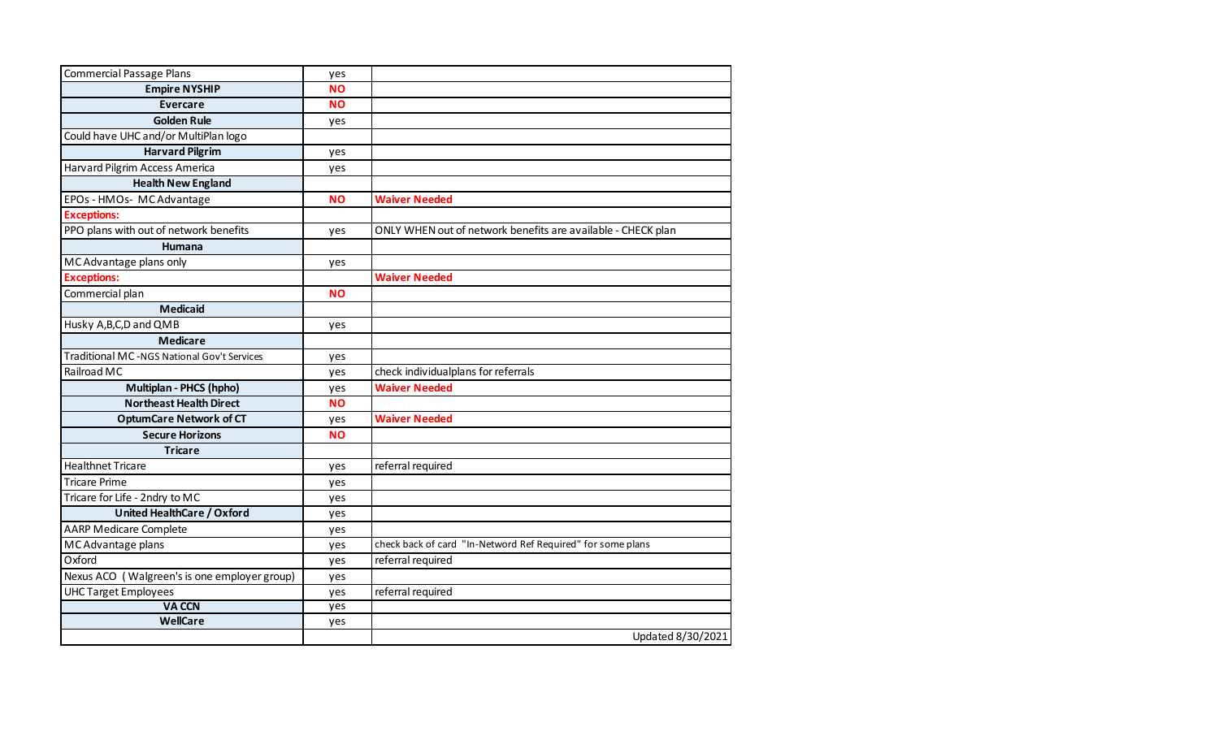| | | |
|---|---|---|
| Commercial Passage Plans | yes | |
| **Empire NYSHIP** | **NO** | |
| **Evercare** | **NO** | |
| **Golden Rule** | yes | |
| Could have UHC and/or MultiPlan logo | | |
| **Harvard Pilgrim** | yes | |
| Harvard Pilgrim Access America | yes | |
| **Health New England** | | |
| EPOs - HMOs- MC Advantage | **NO** | **Waiver Needed** |
| **Exceptions:** | | |
| PPO plans with out of network benefits | yes | ONLY WHEN out of network benefits are available - CHECK plan |
| **Humana** | | |
| MC Advantage plans only | yes | |
| **Exceptions:** | | **Waiver Needed** |
| Commercial plan | **NO** | |
| **Medicaid** | | |
| Husky A,B,C,D and QMB | yes | |
| **Medicare** | | |
| Traditional MC -NGS National Gov't Services | yes | |
| Railroad MC | yes | check individualplans for referrals |
| **Multiplan - PHCS (hpho)** | yes | **Waiver Needed** |
| **Northeast Health Direct** | **NO** | |
| **OptumCare Network of CT** | yes | **Waiver Needed** |
| **Secure Horizons** | **NO** | |
| **Tricare** | | |
| Healthnet Tricare | yes | referral required |
| Tricare Prime | yes | |
| Tricare for Life - 2ndry to MC | yes | |
| **United HealthCare / Oxford** | yes | |
| AARP Medicare Complete | yes | |
| MC Advantage plans | yes | check back of card "In-Netword Ref Required" for some plans |
| Oxford | yes | referral required |
| Nexus ACO (Walgreen's is one employer group) | yes | |
| UHC Target Employees | yes | referral required |
| **VA CCN** | yes | |
| **WellCare** | yes | |
| | | Updated 8/30/2021 |